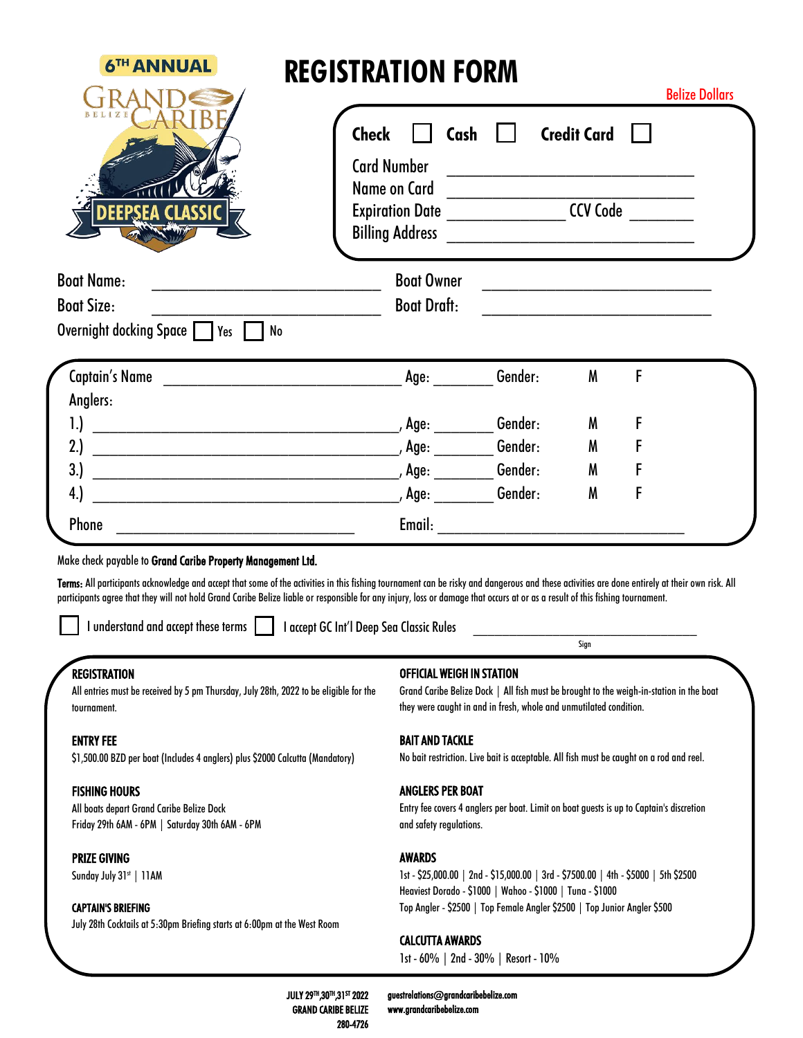6TH ANNUAL

GRAND CARIBE BELIZE

DEEPSEA CLASSIC

# REGISTRATION FORM

Belize Dollars

Check ☐ Cash ☐ Credit Card ☐

Card Number ______________________________

Name on Card ______________________________

Expiration Date ______________ CCV Code ________

Billing Address ______________________________

Boat Name: ______________________________ Boat Owner ______________________________

Boat Size: ______________________________ Boat Draft: ______________________________

Overnight docking Space ☐ Yes ☐ No

Captain's Name ______________________________ Age: ________ Gender: M F

Anglers:

1.) ________________________________________, Age: ________ Gender: M F

2.) ________________________________________, Age: ________ Gender: M F

3.) ________________________________________, Age: ________ Gender: M F

4.) ________________________________________, Age: ________ Gender: M F

Phone ______________________________ Email: ______________________________

Make check payable to **Grand Caribe Property Management Ltd.**

**Terms:** All participants acknowledge and accept that some of the activities in this fishing tournament can be risky and dangerous and these activities are done entirely at their own risk. All participants agree that they will not hold Grand Caribe Belize liable or responsible for any injury, loss or damage that occurs at or as a result of this fishing tournament.

☐ I understand and accept these terms ☐ I accept GC Int'l Deep Sea Classic Rules ______________________________

Sign

**REGISTRATION**

All entries must be received by 5 pm Thursday, July 28th, 2022 to be eligible for the tournament.

**ENTRY FEE**

$1,500.00 BZD per boat (Includes 4 anglers) plus $2000 Calcutta (Mandatory)

**FISHING HOURS**

All boats depart Grand Caribe Belize Dock

Friday 29th 6AM - 6PM | Saturday 30th 6AM - 6PM

**PRIZE GIVING**

Sunday July 31st | 11AM

**CAPTAIN'S BRIEFING**

July 28th Cocktails at 5:30pm Briefing starts at 6:00pm at the West Room

**OFFICIAL WEIGH IN STATION**

Grand Caribe Belize Dock | All fish must be brought to the weigh-in-station in the boat they were caught in and in fresh, whole and unmutilated condition.

**BAIT AND TACKLE**

No bait restriction. Live bait is acceptable. All fish must be caught on a rod and reel.

**ANGLERS PER BOAT**

Entry fee covers 4 anglers per boat. Limit on boat guests is up to Captain's discretion and safety regulations.

**AWARDS**

1st - $25,000.00 | 2nd - $15,000.00 | 3rd - $7500.00 | 4th - $5000 | 5th $2500

Heaviest Dorado - $1000 | Wahoo - $1000 | Tuna - $1000

Top Angler - $2500 | Top Female Angler $2500 | Top Junior Angler $500

**CALCUTTA AWARDS**

1st - 60% | 2nd - 30% | Resort - 10%

**JULY 29TH, 30TH, 31ST 2022**
**GRAND CARIBE BELIZE**
**280-4726**

**guestrelations@grandcaribebelize.com**
**www.grandcaribebelize.com**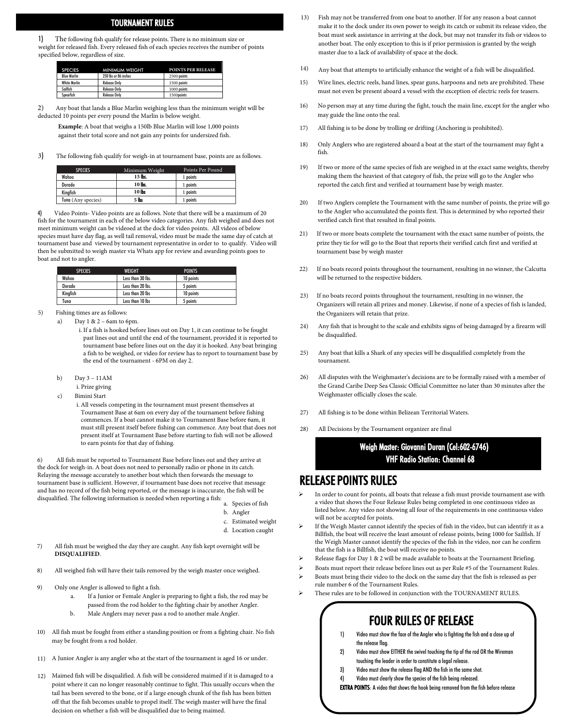## TOURNAMENT RULES

1) The following fish qualify for release points. There is no minimum size or weight for released fish. Every released fish of each species receives the number of points specified below, regardless of size.

| SPECIES | MINIMUM WEIGHT | POINTS PER RELEASE |
|---|---|---|
| Blue Marlin | 250 lbs or 86 inches | 2500 points |
| White Marlin | Release Only | 1500 points |
| Sailfish | Release Only | 1000 points |
| Spearfish | Release Only | 1500points |

2) Any boat that lands a Blue Marlin weighing less than the minimum weight will be deducted 10 points per every pound the Marlin is below weight.

**Example**: A boat that weighs a 150lb Blue Marlin will lose 1,000 points against their total score and not gain any points for undersized fish.

3) The following fish qualify for weigh-in at tournament base, points are as follows.

| SPECIES | Minimum Weight | Points Per Pound |
|---|---|---|
| Wahoo | 15 lbs. | 1 points |
| Dorado | 10 lbs. | 1 points |
| Kingfish | 10 lbs | 1 points |
| Tuna (Any species) | 5 lbs | 1 points |

4) Video Points- Video points are as follows. Note that there will be a maximum of 20 fish for the tournament in each of the below video categories. Any fish weighed and does not meet minimum weight can be videoed at the dock for video points. All videos of below species must have day flag, as well tail removal, video must be made the same day of catch at tournament base and viewed by tournament representative in order to to qualify. Video will then be submitted to weigh master via Whats app for review and awarding points goes to boat and not to angler.

| SPECIES | WEIGHT | POINTS |
|---|---|---|
| Wahoo | Less than 30 lbs. | 10 points |
| Dorado | Less than 20 lbs. | 5 points |
| Kingfish | Less than 20 lbs | 10 points |
| Tuna | Less than 10 lbs | 5 points |

5) Fishing times are as follows:

a) Day 1 & 2 – 6am to 6pm.

i. If a fish is hooked before lines out on Day 1, it can continue to be fought past lines out and until the end of the tournament, provided it is reported to tournament base before lines out on the day it is hooked. Any boat bringing a fish to be weighed, or video for review has to report to tournament base by the end of the tournament - 6PM on day 2.

b) Day 3 – 11AM

i. Prize giving

c) Bimini Start

i. All vessels competing in the tournament must present themselves at Tournament Base at 6am on every day of the tournament before fishing commences. If a boat cannot make it to Tournament Base before 6am, it must still present itself before fishing can commence. Any boat that does not present itself at Tournament Base before starting to fish will not be allowed to earn points for that day of fishing.

6) All fish must be reported to Tournament Base before lines out and they arrive at the dock for weigh-in. A boat does not need to personally radio or phone in its catch. Relaying the message accurately to another boat which then forwards the message to tournament base is sufficient. However, if tournament base does not receive that message and has no record of the fish being reported, or the message is inaccurate, the fish will be disqualified. The following information is needed when reporting a fish:

a. Species of fish
b. Angler
c. Estimated weight
d. Location caught

7) All fish must be weighed the day they are caught. Any fish kept overnight will be **DISQUALIFIED**.

8) All weighed fish will have their tails removed by the weigh master once weighed.

9) Only one Angler is allowed to fight a fish.

a. If a Junior or Female Angler is preparing to fight a fish, the rod may be passed from the rod holder to the fighting chair by another Angler.
b. Male Anglers may never pass a rod to another male Angler.

10) All fish must be fought from either a standing position or from a fighting chair. No fish may be fought from a rod holder.

11) A Junior Angler is any angler who at the start of the tournament is aged 16 or under.

12) Maimed fish will be disqualified. A fish will be considered maimed if it is damaged to a point where it can no longer reasonably continue to fight. This usually occurs when the tail has been severed to the bone, or if a large enough chunk of the fish has been bitten off that the fish becomes unable to propel itself. The weigh master will have the final decision on whether a fish will be disqualified due to being maimed.

13) Fish may not be transferred from one boat to another. If for any reason a boat cannot make it to the dock under its own power to weigh its catch or submit its release video, the boat must seek assistance in arriving at the dock, but may not transfer its fish or videos to another boat. The only exception to this is if prior permission is granted by the weigh master due to a lack of availability of space at the dock.

14) Any boat that attempts to artificially enhance the weight of a fish will be disqualified.

15) Wire lines, electric reels, hand lines, spear guns, harpoons and nets are prohibited. These must not even be present aboard a vessel with the exception of electric reels for teasers.

16) No person may at any time during the fight, touch the main line, except for the angler who may guide the line onto the real.

17) All fishing is to be done by trolling or drifting (Anchoring is prohibited).

18) Only Anglers who are registered aboard a boat at the start of the tournament may fight a fish.

19) If two or more of the same species of fish are weighed in at the exact same weights, thereby making them the heaviest of that category of fish, the prize will go to the Angler who reported the catch first and verified at tournament base by weigh master.

20) If two Anglers complete the Tournament with the same number of points, the prize will go to the Angler who accumulated the points first. This is determined by who reported their verified catch first that resulted in final points.

21) If two or more boats complete the tournament with the exact same number of points, the prize they tie for will go to the Boat that reports their verified catch first and verified at tournament base by weigh master

22) If no boats record points throughout the tournament, resulting in no winner, the Calcutta will be returned to the respective bidders.

23) If no boats record points throughout the tournament, resulting in no winner, the Organizers will retain all prizes and money. Likewise, if none of a species of fish is landed, the Organizers will retain that prize.

24) Any fish that is brought to the scale and exhibits signs of being damaged by a firearm will be disqualified.

25) Any boat that kills a Shark of any species will be disqualified completely from the tournament.

26) All disputes with the Weighmaster's decisions are to be formally raised with a member of the Grand Caribe Deep Sea Classic Official Committee no later than 30 minutes after the Weighmaster officially closes the scale.

27) All fishing is to be done within Belizean Territorial Waters.

28) All Decisions by the Tournament organizer are final

**Weigh Master: Giovanni Duran (Cel:602-6746)**
**VHF Radio Station: Channel 68**

## RELEASE POINTS RULES

- In order to count for points, all boats that release a fish must provide tournament ase with a video that shows the Four Release Rules being completed in one continuous video as listed below. Any video not showing all four of the requirements in one continuous video will not be accepted for points.
- If the Weigh Master cannot identify the species of fish in the video, but can identify it as a Billfish, the boat will receive the least amount of release points, being 1000 for Sailfish. If the Weigh Master cannot identify the species of the fish in the video, nor can he confirm that the fish is a Billfish, the boat will receive no points.
- Release flags for Day 1 & 2 will be made available to boats at the Tournament Briefing.
- Boats must report their release before lines out as per Rule #5 of the Tournament Rules.
- Boats must bring their video to the dock on the same day that the fish is released as per rule number 6 of the Tournament Rules.
- These rules are to be followed in conjunction with the TOURNAMENT RULES.

## FOUR RULES OF RELEASE

1) Video must show the face of the Angler who is fighting the fish and a close up of the release flag.
2) Video must show EITHER the swivel touching the tip of the rod OR the Wireman touching the leader in order to constitute a legal release.
3) Video must show the release flag AND the fish in the same shot.
4) Video must clearly show the species of the fish being released.

**EXTRA POINTS**: A video that shows the hook being removed from the fish before release